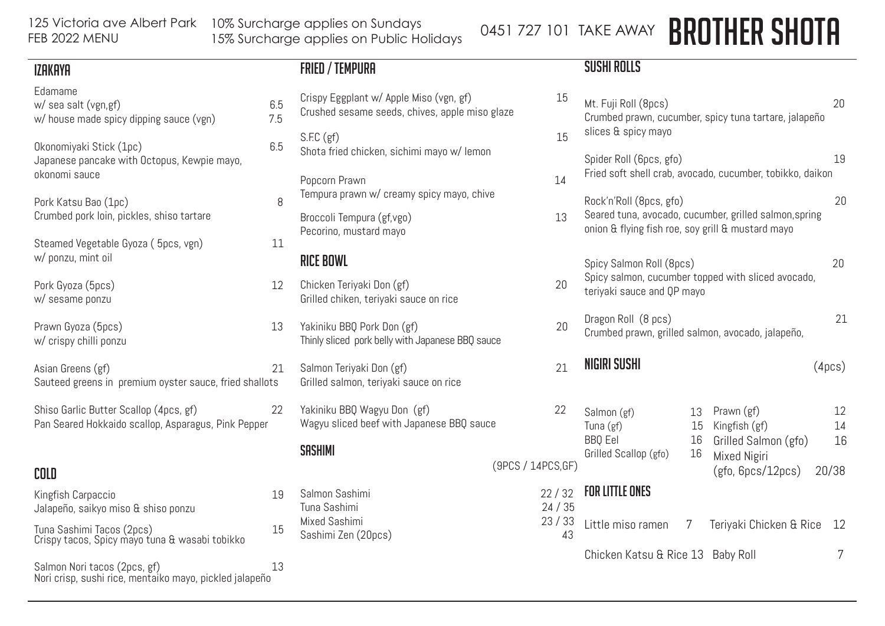125 Victoria ave Albert Park
FEB 2022 MENU

10% Surcharge applies on Sundays
15% Surcharge applies on Public Holidays

0451 727 101 TAKE AWAY

# BROTHER SHOTA

## IZAKAYA

Edamame
w/ sea salt (vgn,gf) 6.5
w/ house made spicy dipping sauce (vgn) 7.5

Okonomiyaki Stick (1pc) 6.5
Japanese pancake with Octopus, Kewpie mayo, okonomi sauce

Pork Katsu Bao (1pc) 8
Crumbed pork loin, pickles, shiso tartare

Steamed Vegetable Gyoza ( 5pcs, vgn) 11
w/ ponzu, mint oil

Pork Gyoza (5pcs) 12
w/ sesame ponzu

Prawn Gyoza (5pcs) 13
w/ crispy chilli ponzu

Asian Greens (gf) 21
Sauteed greens in premium oyster sauce, fried shallots

Shiso Garlic Butter Scallop (4pcs, gf) 22
Pan Seared Hokkaido scallop, Asparagus, Pink Pepper

## COLD

Kingfish Carpaccio 19
Jalapeño, saikyo miso & shiso ponzu

Tuna Sashimi Tacos (2pcs) 15
Crispy tacos, Spicy mayo tuna & wasabi tobikko

Salmon Nori tacos (2pcs, gf) 13
Nori crisp, sushi rice, mentaiko mayo, pickled jalapeño

## FRIED / TEMPURA

Crispy Eggplant w/ Apple Miso (vgn, gf) 15
Crushed sesame seeds, chives, apple miso glaze

S.F.C (gf) 15
Shota fried chicken, sichimi mayo w/ lemon

Popcorn Prawn 14
Tempura prawn w/ creamy spicy mayo, chive

Broccoli Tempura (gf,vgo) 13
Pecorino, mustard mayo

## RICE BOWL

Chicken Teriyaki Don (gf) 20
Grilled chiken, teriyaki sauce on rice

Yakiniku BBQ Pork Don (gf) 20
Thinly sliced pork belly with Japanese BBQ sauce

Salmon Teriyaki Don (gf) 21
Grilled salmon, teriyaki sauce on rice

Yakiniku BBQ Wagyu Don (gf) 22
Wagyu sliced beef with Japanese BBQ sauce

## SASHIMI

(9PCS / 14PCS,GF)

| Item | Price |
|---|---|
| Salmon Sashimi | 22 / 32 |
| Tuna Sashimi | 24 / 35 |
| Mixed Sashimi | 23 / 33 |
| Sashimi Zen (20pcs) | 43 |

## SUSHI ROLLS

Mt. Fuji Roll (8pcs) 20
Crumbed prawn, cucumber, spicy tuna tartare, jalapeño slices & spicy mayo

Spider Roll (6pcs, gfo) 19
Fried soft shell crab, avocado, cucumber, tobikko, daikon

Rock'n'Roll (8pcs, gfo) 20
Seared tuna, avocado, cucumber, grilled salmon,spring onion & flying fish roe, soy grill & mustard mayo

Spicy Salmon Roll (8pcs) 20
Spicy salmon, cucumber topped with sliced avocado, teriyaki sauce and QP mayo

Dragon Roll (8 pcs) 21
Crumbed prawn, grilled salmon, avocado, jalapeño,

## NIGIRI SUSHI

(4pcs)

| Item | Price | Item | Price |
|---|---|---|---|
| Salmon (gf) | 13 | Prawn (gf) | 12 |
| Tuna (gf) | 15 | Kingfish (gf) | 14 |
| BBQ Eel | 16 | Grilled Salmon (gfo) | 16 |
| Grilled Scallop (gfo) | 16 | Mixed Nigiri (gfo, 6pcs/12pcs) | 20/38 |

## FOR LITTLE ONES

| Item | Price | Item | Price |
|---|---|---|---|
| Little miso ramen | 7 | Teriyaki Chicken & Rice | 12 |
| Chicken Katsu & Rice | 13 | Baby Roll | 7 |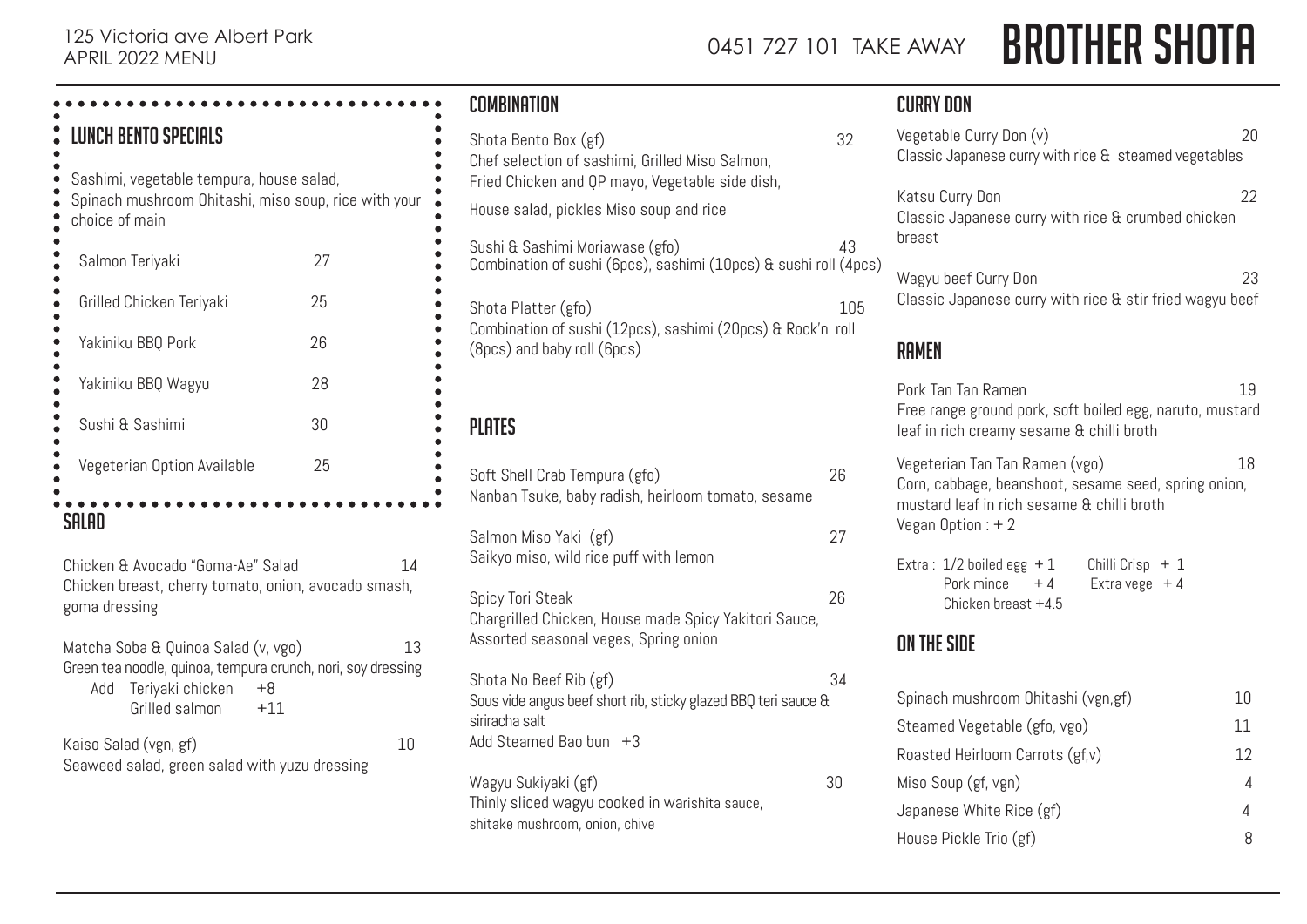125 Victoria ave Albert Park
APRIL 2022 MENU

0451 727 101 TAKE AWAY

# BROTHER SHOTA

## LUNCH BENTO SPECIALS

Sashimi, vegetable tempura, house salad, Spinach mushroom Ohitashi, miso soup, rice with your choice of main

| | |
|---|---|
| Salmon Teriyaki | 27 |
| Grilled Chicken Teriyaki | 25 |
| Yakiniku BBQ Pork | 26 |
| Yakiniku BBQ Wagyu | 28 |
| Sushi & Sashimi | 30 |
| Vegeterian Option Available | 25 |

## SALAD

Chicken & Avocado "Goma-Ae" Salad — 14
Chicken breast, cherry tomato, onion, avocado smash, goma dressing

Matcha Soba & Quinoa Salad (v, vgo) — 13
Green tea noodle, quinoa, tempura crunch, nori, soy dressing
Add Teriyaki chicken +8
Grilled salmon +11

Kaiso Salad (vgn, gf) — 10
Seaweed salad, green salad with yuzu dressing

## COMBINATION

Shota Bento Box (gf) — 32
Chef selection of sashimi, Grilled Miso Salmon, Fried Chicken and QP mayo, Vegetable side dish, House salad, pickles Miso soup and rice

Sushi & Sashimi Moriawase (gfo) — 43
Combination of sushi (6pcs), sashimi (10pcs) & sushi roll (4pcs)

Shota Platter (gfo) — 105
Combination of sushi (12pcs), sashimi (20pcs) & Rock'n roll (8pcs) and baby roll (6pcs)

## PLATES

Soft Shell Crab Tempura (gfo) — 26
Nanban Tsuke, baby radish, heirloom tomato, sesame

Salmon Miso Yaki (gf) — 27
Saikyo miso, wild rice puff with lemon

Spicy Tori Steak — 26
Chargrilled Chicken, House made Spicy Yakitori Sauce, Assorted seasonal veges, Spring onion

Shota No Beef Rib (gf) — 34
Sous vide angus beef short rib, sticky glazed BBQ teri sauce & siriracha salt
Add Steamed Bao bun +3

Wagyu Sukiyaki (gf) — 30
Thinly sliced wagyu cooked in warishita sauce, shitake mushroom, onion, chive

## CURRY DON

Vegetable Curry Don (v) — 20
Classic Japanese curry with rice & steamed vegetables

Katsu Curry Don — 22
Classic Japanese curry with rice & crumbed chicken breast

Wagyu beef Curry Don — 23
Classic Japanese curry with rice & stir fried wagyu beef

## RAMEN

Pork Tan Tan Ramen — 19
Free range ground pork, soft boiled egg, naruto, mustard leaf in rich creamy sesame & chilli broth

Vegeterian Tan Tan Ramen (vgo) — 18
Corn, cabbage, beanshoot, sesame seed, spring onion, mustard leaf in rich sesame & chilli broth
Vegan Option : + 2

Extra : 1/2 boiled egg + 1 — Chilli Crisp + 1
Pork mince + 4 — Extra vege + 4
Chicken breast +4.5

## ON THE SIDE

| | |
|---|---|
| Spinach mushroom Ohitashi (vgn,gf) | 10 |
| Steamed Vegetable (gfo, vgo) | 11 |
| Roasted Heirloom Carrots (gf,v) | 12 |
| Miso Soup (gf, vgn) | 4 |
| Japanese White Rice (gf) | 4 |
| House Pickle Trio (gf) | 8 |